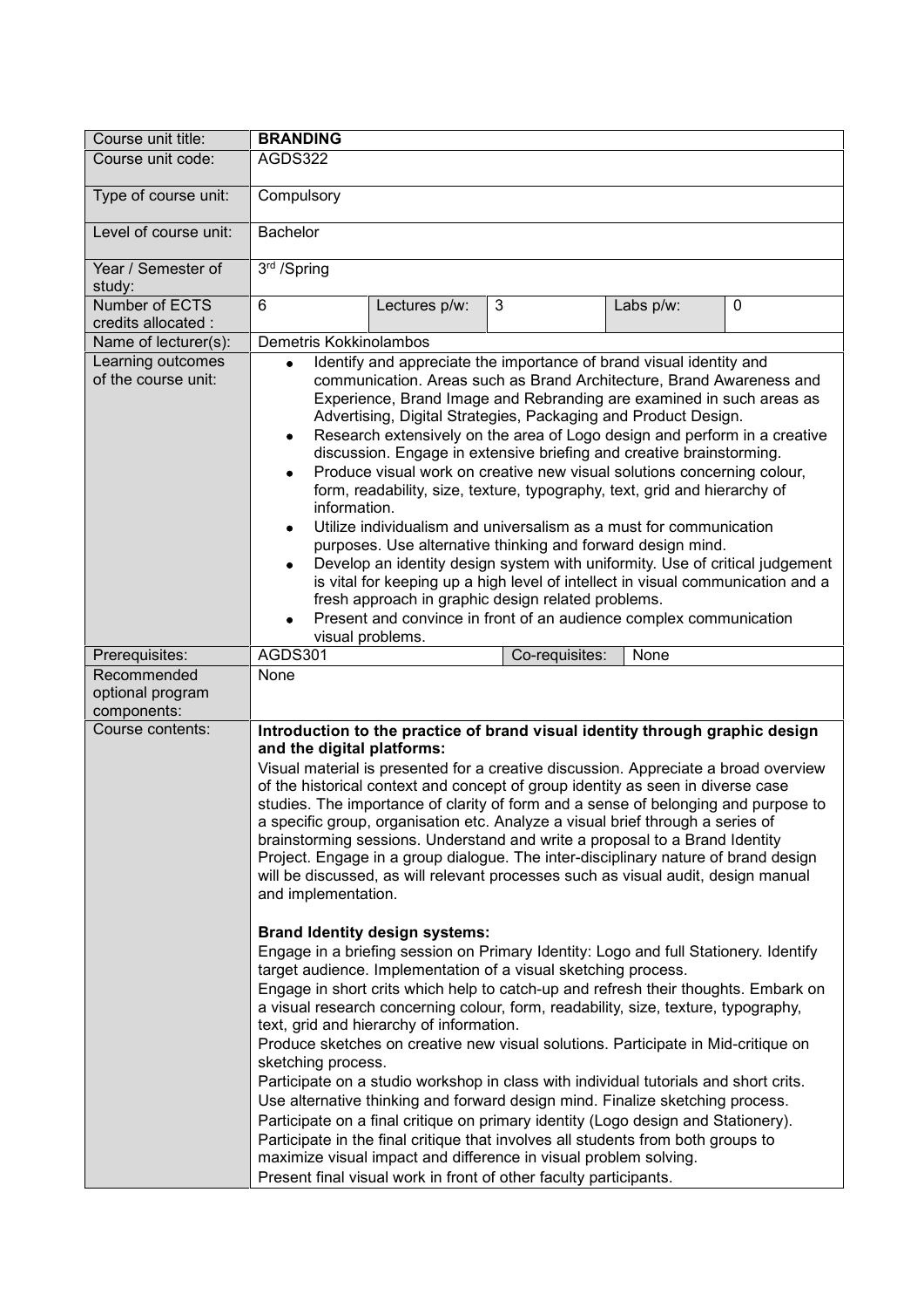| Course unit title: | **BRANDING** | | | | |
|---|---|---|---|---|---|
| Course unit code: | AGDS322 | | | | |
| Type of course unit: | Compulsory | | | | |
| Level of course unit: | Bachelor | | | | |
| Year / Semester of study: | 3rd /Spring | | | | |
| Number of ECTS credits allocated : | 6 | Lectures p/w: | 3 | Labs p/w: | 0 |
| Name of lecturer(s): | Demetris Kokkinolambos | | | | |
| Learning outcomes of the course unit: | • Identify and appreciate the importance of brand visual identity and communication. Areas such as Brand Architecture, Brand Awareness and Experience, Brand Image and Rebranding are examined in such areas as Advertising, Digital Strategies, Packaging and Product Design.<br>• Research extensively on the area of Logo design and perform in a creative discussion. Engage in extensive briefing and creative brainstorming.<br>• Produce visual work on creative new visual solutions concerning colour, form, readability, size, texture, typography, text, grid and hierarchy of information.<br>• Utilize individualism and universalism as a must for communication purposes. Use alternative thinking and forward design mind.<br>• Develop an identity design system with uniformity. Use of critical judgement is vital for keeping up a high level of intellect in visual communication and a fresh approach in graphic design related problems.<br>• Present and convince in front of an audience complex communication visual problems. | | | | |
| Prerequisites: | AGDS301 | | Co-requisites: | None | |
| Recommended optional program components: | None | | | | |
| Course contents: | **Introduction to the practice of brand visual identity through graphic design and the digital platforms:**<br>Visual material is presented for a creative discussion. Appreciate a broad overview of the historical context and concept of group identity as seen in diverse case studies. The importance of clarity of form and a sense of belonging and purpose to a specific group, organisation etc. Analyze a visual brief through a series of brainstorming sessions. Understand and write a proposal to a Brand Identity Project. Engage in a group dialogue. The inter-disciplinary nature of brand design will be discussed, as will relevant processes such as visual audit, design manual and implementation.<br><br>**Brand Identity design systems:**<br>Engage in a briefing session on Primary Identity: Logo and full Stationery. Identify target audience. Implementation of a visual sketching process.<br>Engage in short crits which help to catch-up and refresh their thoughts. Embark on a visual research concerning colour, form, readability, size, texture, typography, text, grid and hierarchy of information.<br>Produce sketches on creative new visual solutions. Participate in Mid-critique on sketching process.<br>Participate on a studio workshop in class with individual tutorials and short crits. Use alternative thinking and forward design mind. Finalize sketching process.<br>Participate on a final critique on primary identity (Logo design and Stationery).<br>Participate in the final critique that involves all students from both groups to maximize visual impact and difference in visual problem solving.<br>Present final visual work in front of other faculty participants. | | | | |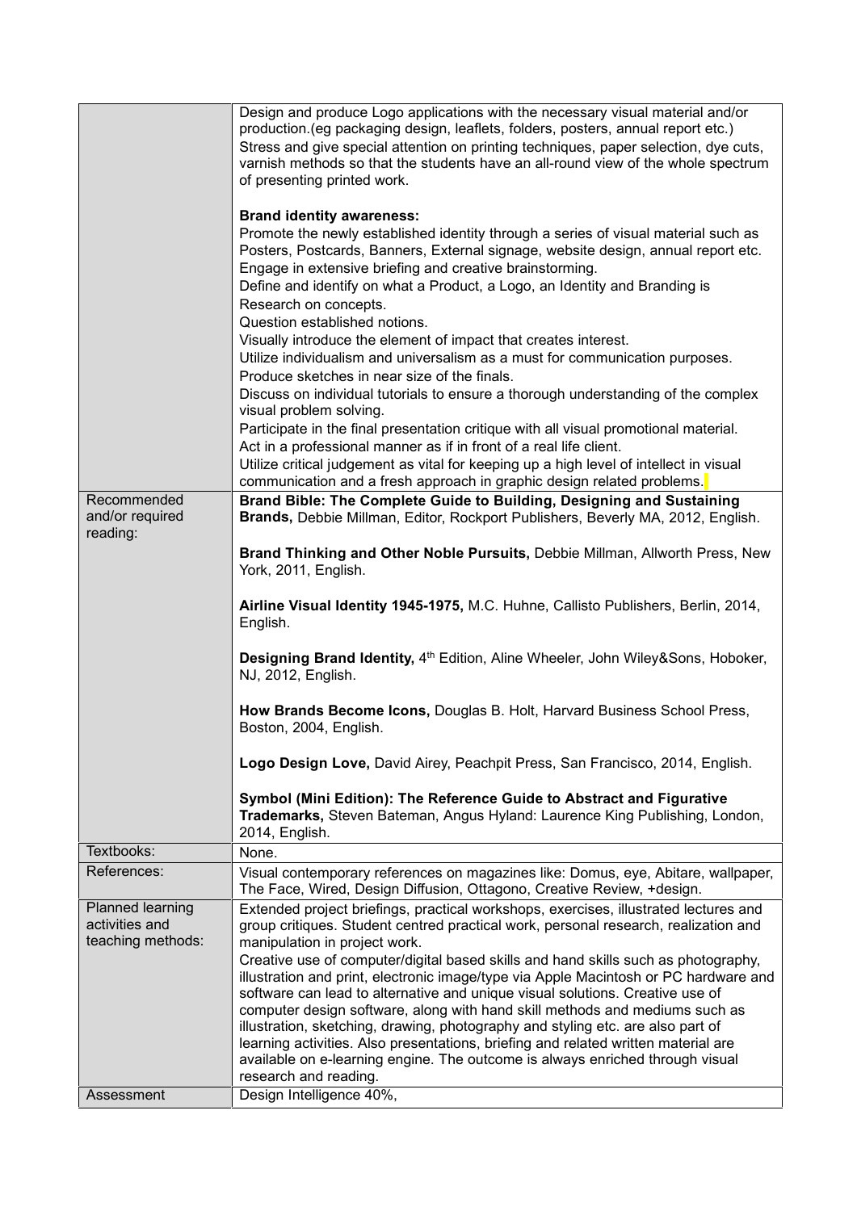| | |
|---|---|
| | Design and produce Logo applications with the necessary visual material and/or production.(eg packaging design, leaflets, folders, posters, annual report etc.)<br>Stress and give special attention on printing techniques, paper selection, dye cuts, varnish methods so that the students have an all-round view of the whole spectrum of presenting printed work.<br><br>**Brand identity awareness:**<br>Promote the newly established identity through a series of visual material such as Posters, Postcards, Banners, External signage, website design, annual report etc.<br>Engage in extensive briefing and creative brainstorming.<br>Define and identify on what a Product, a Logo, an Identity and Branding is<br>Research on concepts.<br>Question established notions.<br>Visually introduce the element of impact that creates interest.<br>Utilize individualism and universalism as a must for communication purposes.<br>Produce sketches in near size of the finals.<br>Discuss on individual tutorials to ensure a thorough understanding of the complex visual problem solving.<br>Participate in the final presentation critique with all visual promotional material.<br>Act in a professional manner as if in front of a real life client.<br>Utilize critical judgement as vital for keeping up a high level of intellect in visual communication and a fresh approach in graphic design related problems. |
| Recommended and/or required reading: | **Brand Bible: The Complete Guide to Building, Designing and Sustaining Brands,** Debbie Millman, Editor, Rockport Publishers, Beverly MA, 2012, English.<br><br>**Brand Thinking and Other Noble Pursuits,** Debbie Millman, Allworth Press, New York, 2011, English.<br><br>**Airline Visual Identity 1945-1975,** M.C. Huhne, Callisto Publishers, Berlin, 2014, English.<br><br>**Designing Brand Identity,** 4th Edition, Aline Wheeler, John Wiley&Sons, Hoboker, NJ, 2012, English.<br><br>**How Brands Become Icons,** Douglas B. Holt, Harvard Business School Press, Boston, 2004, English.<br><br>**Logo Design Love,** David Airey, Peachpit Press, San Francisco, 2014, English.<br><br>**Symbol (Mini Edition): The Reference Guide to Abstract and Figurative Trademarks,** Steven Bateman, Angus Hyland: Laurence King Publishing, London, 2014, English. |
| Textbooks: | None. |
| References: | Visual contemporary references on magazines like: Domus, eye, Abitare, wallpaper, The Face, Wired, Design Diffusion, Ottagono, Creative Review, +design. |
| Planned learning activities and teaching methods: | Extended project briefings, practical workshops, exercises, illustrated lectures and group critiques. Student centred practical work, personal research, realization and manipulation in project work.<br>Creative use of computer/digital based skills and hand skills such as photography, illustration and print, electronic image/type via Apple Macintosh or PC hardware and software can lead to alternative and unique visual solutions. Creative use of computer design software, along with hand skill methods and mediums such as illustration, sketching, drawing, photography and styling etc. are also part of learning activities. Also presentations, briefing and related written material are available on e-learning engine. The outcome is always enriched through visual research and reading. |
| Assessment | Design Intelligence 40%, |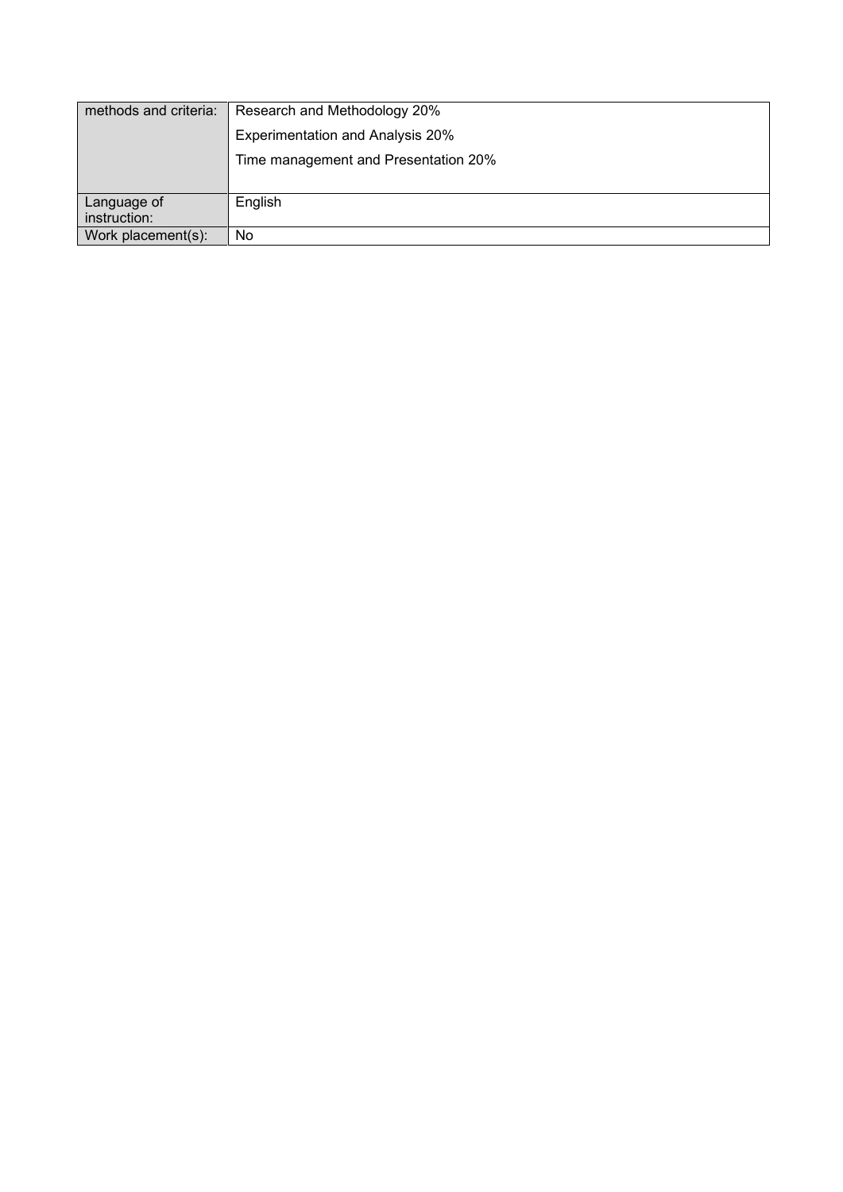| | |
|---|---|
| methods and criteria: | Research and Methodology 20%<br>Experimentation and Analysis 20%<br>Time management and Presentation 20% |
| Language of instruction: | English |
| Work placement(s): | No |